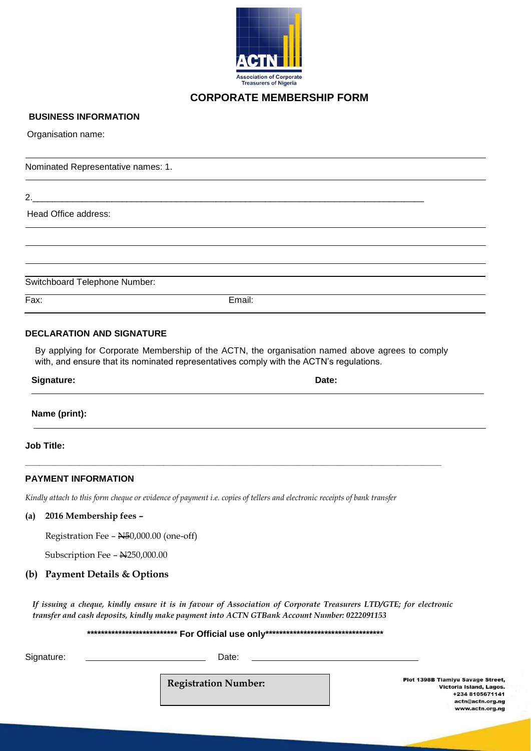ACTN
Association of Corporate Treasurers of Nigeria

# CORPORATE MEMBERSHIP FORM

### BUSINESS INFORMATION

Organisation name:

Nominated Representative names: 1.

2.\_\_\_\_\_\_\_\_\_\_\_\_\_\_\_\_\_\_\_\_\_\_\_\_\_\_\_\_\_\_\_\_\_\_\_\_\_\_\_\_\_\_\_\_\_\_\_\_\_\_\_\_\_\_\_\_\_\_\_\_\_\_\_\_\_\_\_\_\_\_\_\_\_\_\_\_

Head Office address:

Switchboard Telephone Number:

Fax: Email:

### DECLARATION AND SIGNATURE

By applying for Corporate Membership of the ACTN, the organisation named above agrees to comply with, and ensure that its nominated representatives comply with the ACTN's regulations.

**Signature:** **Date:**

**Name (print):**

**Job Title:**

### PAYMENT INFORMATION

*Kindly attach to this form cheque or evidence of payment i.e. copies of tellers and electronic receipts of bank transfer*

**(a) 2016 Membership fees –**

Registration Fee – ₦50,000.00 (one-off)

Subscription Fee – ₦250,000.00

**(b) Payment Details & Options**

*If issuing a cheque, kindly ensure it is in favour of Association of Corporate Treasurers LTD/GTE; for electronic transfer and cash deposits, kindly make payment into ACTN GTBank Account Number: 0222091153*

**\*\*\*\*\*\*\*\*\*\*\*\*\*\*\*\*\*\*\*\*\*\*\*\*\*\*\* For Official use only\*\*\*\*\*\*\*\*\*\*\*\*\*\*\*\*\*\*\*\*\*\*\*\*\*\*\*\*\*\*\*\*\*\*\*\*\*\***

Signature: \_\_\_\_\_\_\_\_\_\_\_\_\_\_\_\_\_\_\_\_ Date: \_\_\_\_\_\_\_\_\_\_\_\_\_\_\_\_\_\_\_\_\_\_\_\_\_\_\_\_

**Registration Number:**

Plot 1398B Tiamiyu Savage Street,
Victoria Island, Lagos.
+234 8105671141
actn@actn.org.ng
www.actn.org.ng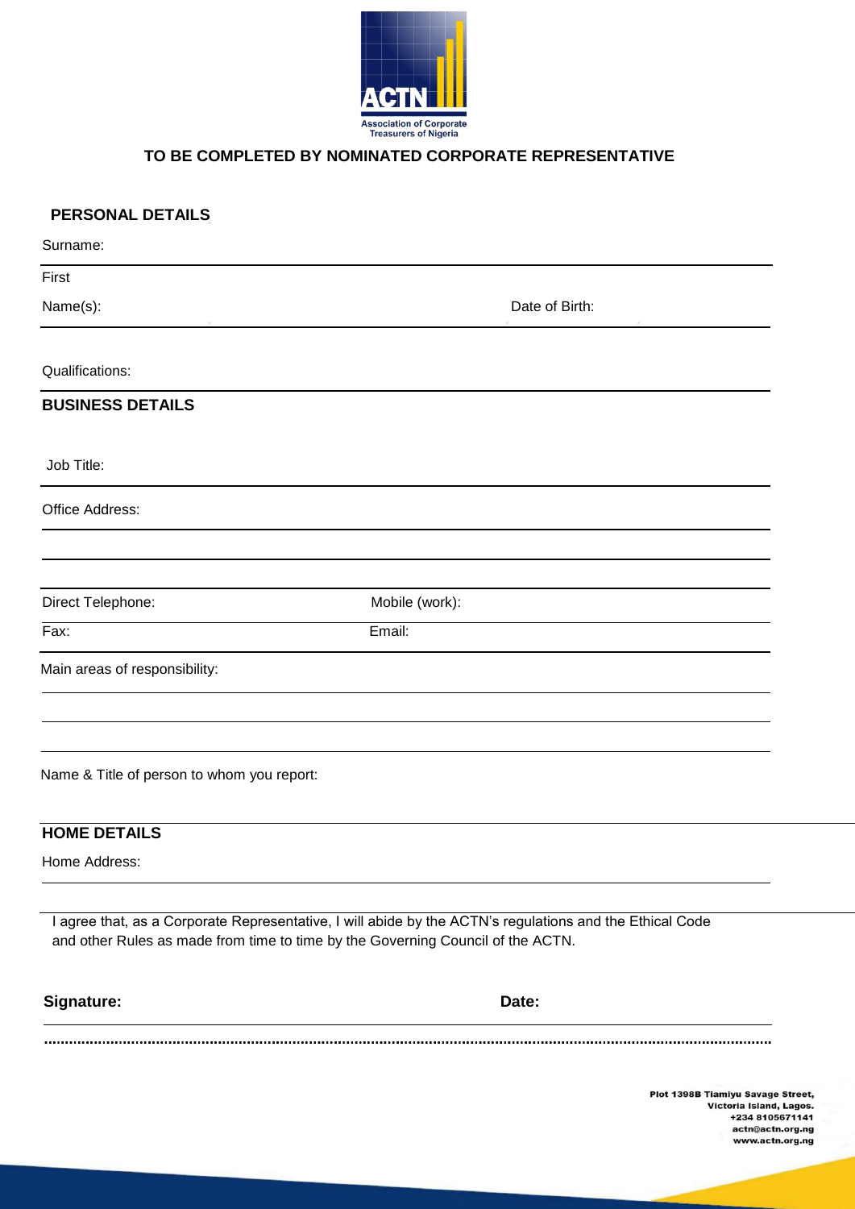Association of Corporate Treasurers of Nigeria

**TO BE COMPLETED BY NOMINATED CORPORATE REPRESENTATIVE**

## PERSONAL DETAILS

Surname:

First Name(s): Date of Birth:

Qualifications:

## BUSINESS DETAILS

Job Title:

Office Address:

Direct Telephone: Mobile (work):

Fax: Email:

Main areas of responsibility:

Name & Title of person to whom you report:

## HOME DETAILS

Home Address:

I agree that, as a Corporate Representative, I will abide by the ACTN's regulations and the Ethical Code and other Rules as made from time to time by the Governing Council of the ACTN.

**Signature:** **Date:**

Plot 1398B Tiamiyu Savage Street,
Victoria Island, Lagos.
+234 8105671141
actn@actn.org.ng
www.actn.org.ng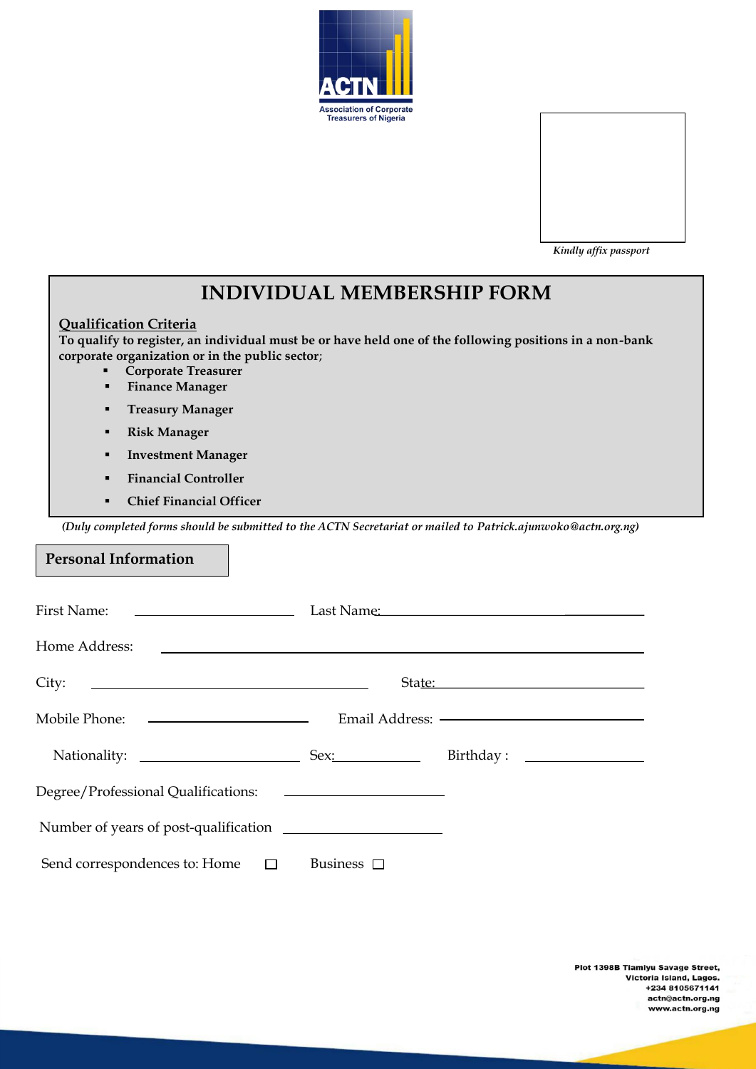Association of Corporate Treasurers of Nigeria

Kindly affix passport

# INDIVIDUAL MEMBERSHIP FORM

**Qualification Criteria**

**To qualify to register, an individual must be or have held one of the following positions in a non-bank corporate organization or in the public sector**;

- **Corporate Treasurer**
- **Finance Manager**
- **Treasury Manager**
- **Risk Manager**
- **Investment Manager**
- **Financial Controller**
- **Chief Financial Officer**

*(Duly completed forms should be submitted to the ACTN Secretariat or mailed to Patrick.ajunwoko@actn.org.ng)*

## Personal Information

First Name: ____________________ Last Name: ____________________

Home Address: ________________________________________

City: ____________________ State: ____________________

Mobile Phone: ____________________ Email Address: ____________________

Nationality: ____________________ Sex: __________ Birthday : ______________

Degree/Professional Qualifications: ____________________

Number of years of post-qualification ____________________

Send correspondences to: Home ☐ Business ☐

Plot 1398B Tiamiyu Savage Street,
Victoria Island, Lagos.
+234 8105671141
actn@actn.org.ng
www.actn.org.ng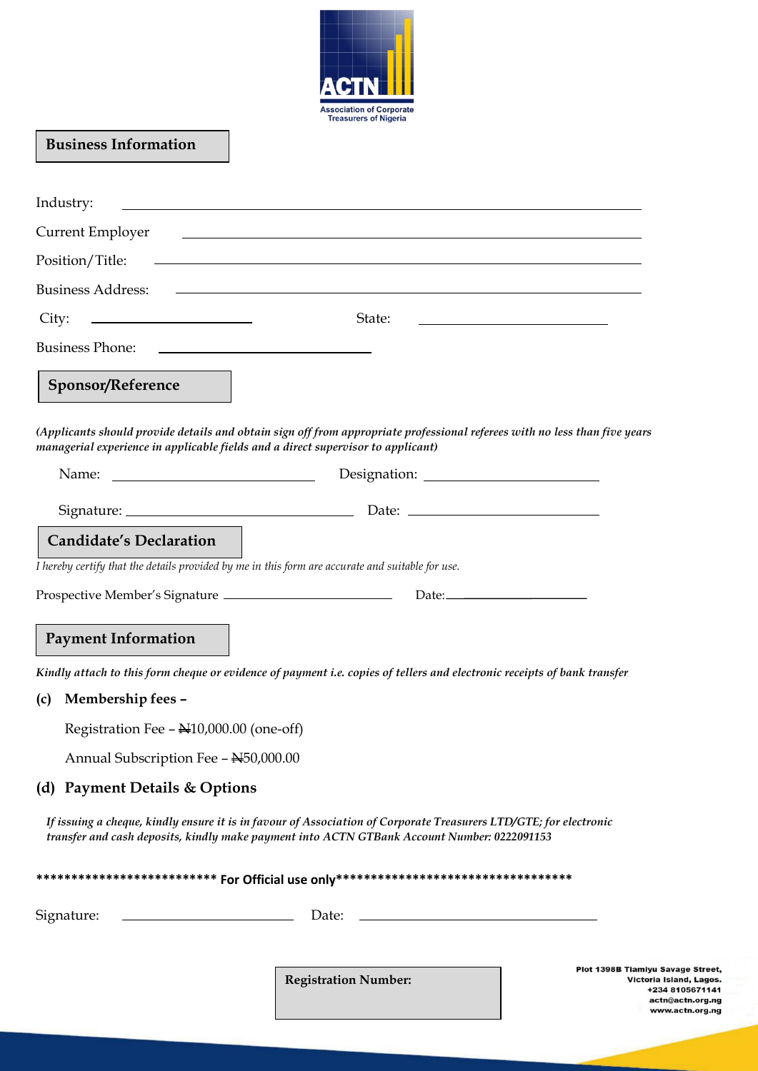ACTN
Association of Corporate Treasurers of Nigeria

## Business Information

Industry: ______________________________________________

Current Employer ______________________________________________

Position/Title: ______________________________________________

Business Address: ______________________________________________

City: ____________________ State: ____________________

Business Phone: ____________________

## Sponsor/Reference

***(Applicants should provide details and obtain sign off from appropriate professional referees with no less than five years managerial experience in applicable fields and a direct supervisor to applicant)***

Name: ____________________ Designation: ____________________

Signature: ____________________ Date: ____________________

## Candidate's Declaration

*I hereby certify that the details provided by me in this form are accurate and suitable for use.*

Prospective Member's Signature ____________________ Date: ____________________

## Payment Information

***Kindly attach to this form cheque or evidence of payment i.e. copies of tellers and electronic receipts of bank transfer***

**(c) Membership fees –**

Registration Fee – ₦10,000.00 (one-off)

Annual Subscription Fee – ₦50,000.00

**(d) Payment Details & Options**

***If issuing a cheque, kindly ensure it is in favour of Association of Corporate Treasurers LTD/GTE; for electronic transfer and cash deposits, kindly make payment into ACTN GTBank Account Number: 0222091153***

************************* **For Official use only** *********************************

Signature: ____________________ Date: ____________________

**Registration Number:**

Plot 1398B Tiamiyu Savage Street,
Victoria Island, Lagos.
+234 8105671141
actn@actn.org.ng
www.actn.org.ng